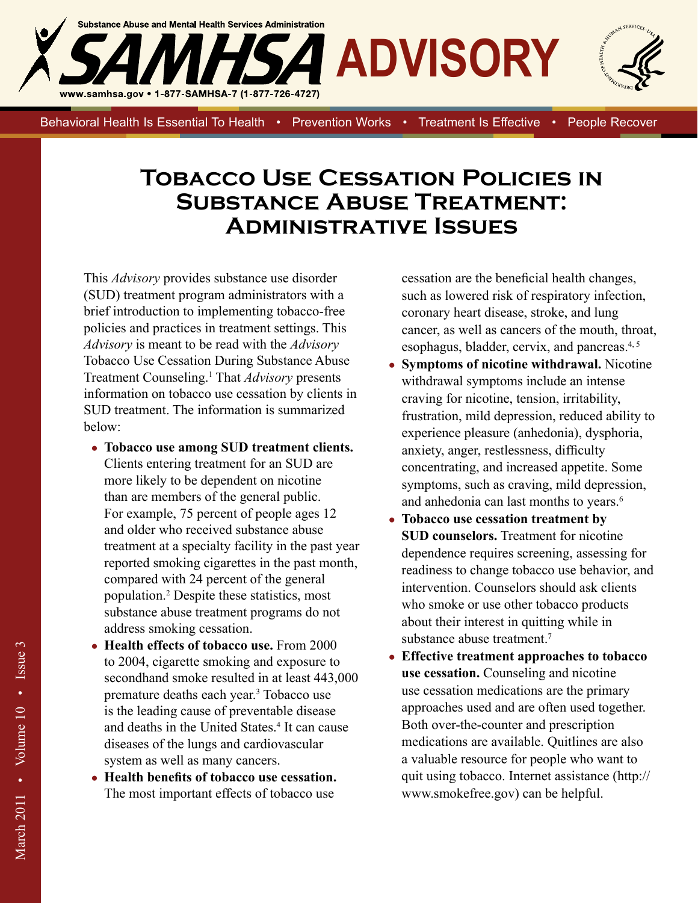Substance Abuse and Mental Health Services Administration

# SAMHSA ADVISORY

www.samhsa.gov • 1-877-SAMHSA-7 (1-877-726-4727)

Behavioral Health Is Essential To Health • Prevention Works • Treatment Is Effective • People Recover

# Tobacco Use Cessation Policies in Substance Abuse Treatment: Administrative Issues

This *Advisory* provides substance use disorder (SUD) treatment program administrators with a brief introduction to implementing tobacco-free policies and practices in treatment settings. This *Advisory* is meant to be read with the *Advisory* Tobacco Use Cessation During Substance Abuse Treatment Counseling.[1] That *Advisory* presents information on tobacco use cessation by clients in SUD treatment. The information is summarized below:

- **Tobacco use among SUD treatment clients.** Clients entering treatment for an SUD are more likely to be dependent on nicotine than are members of the general public. For example, 75 percent of people ages 12 and older who received substance abuse treatment at a specialty facility in the past year reported smoking cigarettes in the past month, compared with 24 percent of the general population.[2] Despite these statistics, most substance abuse treatment programs do not address smoking cessation.
- **Health effects of tobacco use.** From 2000 to 2004, cigarette smoking and exposure to secondhand smoke resulted in at least 443,000 premature deaths each year.[3] Tobacco use is the leading cause of preventable disease and deaths in the United States.[4] It can cause diseases of the lungs and cardiovascular system as well as many cancers.
- **Health benefits of tobacco use cessation.** The most important effects of tobacco use cessation are the beneficial health changes, such as lowered risk of respiratory infection, coronary heart disease, stroke, and lung cancer, as well as cancers of the mouth, throat, esophagus, bladder, cervix, and pancreas.[4, 5]
- **Symptoms of nicotine withdrawal.** Nicotine withdrawal symptoms include an intense craving for nicotine, tension, irritability, frustration, mild depression, reduced ability to experience pleasure (anhedonia), dysphoria, anxiety, anger, restlessness, difficulty concentrating, and increased appetite. Some symptoms, such as craving, mild depression, and anhedonia can last months to years.[6]
- **Tobacco use cessation treatment by SUD counselors.** Treatment for nicotine dependence requires screening, assessing for readiness to change tobacco use behavior, and intervention. Counselors should ask clients who smoke or use other tobacco products about their interest in quitting while in substance abuse treatment.[7]
- **Effective treatment approaches to tobacco use cessation.** Counseling and nicotine use cessation medications are the primary approaches used and are often used together. Both over-the-counter and prescription medications are available. Quitlines are also a valuable resource for people who want to quit using tobacco. Internet assistance (http://www.smokefree.gov) can be helpful.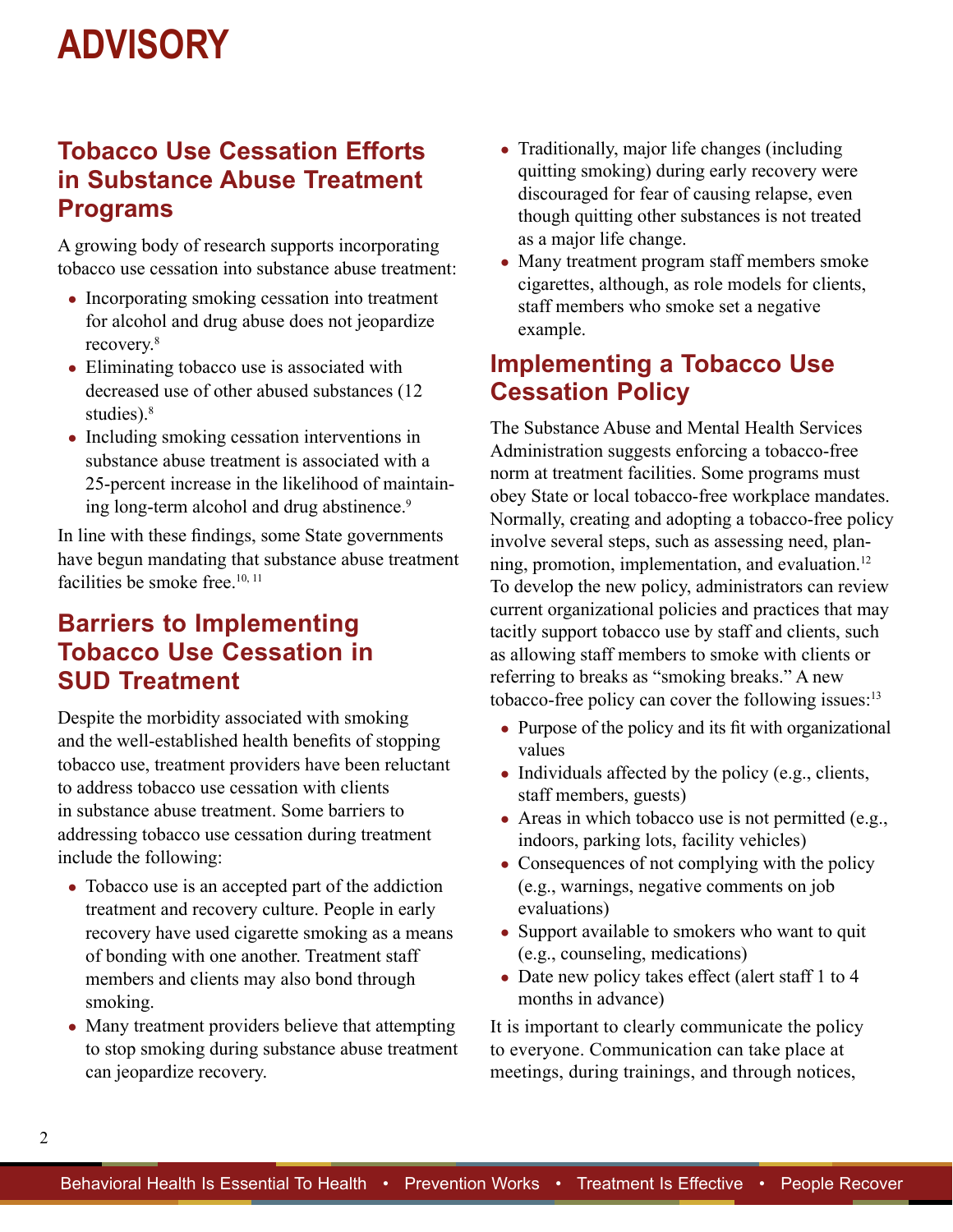## Tobacco Use Cessation Efforts in Substance Abuse Treatment Programs

A growing body of research supports incorporating tobacco use cessation into substance abuse treatment:

- Incorporating smoking cessation into treatment for alcohol and drug abuse does not jeopardize recovery.[8]
- Eliminating tobacco use is associated with decreased use of other abused substances (12 studies).[8]
- Including smoking cessation interventions in substance abuse treatment is associated with a 25-percent increase in the likelihood of maintaining long-term alcohol and drug abstinence.[9]

In line with these findings, some State governments have begun mandating that substance abuse treatment facilities be smoke free.[10, 11]

## Barriers to Implementing Tobacco Use Cessation in SUD Treatment

Despite the morbidity associated with smoking and the well-established health benefits of stopping tobacco use, treatment providers have been reluctant to address tobacco use cessation with clients in substance abuse treatment. Some barriers to addressing tobacco use cessation during treatment include the following:

- Tobacco use is an accepted part of the addiction treatment and recovery culture. People in early recovery have used cigarette smoking as a means of bonding with one another. Treatment staff members and clients may also bond through smoking.
- Many treatment providers believe that attempting to stop smoking during substance abuse treatment can jeopardize recovery.
- Traditionally, major life changes (including quitting smoking) during early recovery were discouraged for fear of causing relapse, even though quitting other substances is not treated as a major life change.
- Many treatment program staff members smoke cigarettes, although, as role models for clients, staff members who smoke set a negative example.

## Implementing a Tobacco Use Cessation Policy

The Substance Abuse and Mental Health Services Administration suggests enforcing a tobacco-free norm at treatment facilities. Some programs must obey State or local tobacco-free workplace mandates. Normally, creating and adopting a tobacco-free policy involve several steps, such as assessing need, planning, promotion, implementation, and evaluation.[12] To develop the new policy, administrators can review current organizational policies and practices that may tacitly support tobacco use by staff and clients, such as allowing staff members to smoke with clients or referring to breaks as "smoking breaks." A new tobacco-free policy can cover the following issues:[13]

- Purpose of the policy and its fit with organizational values
- Individuals affected by the policy (e.g., clients, staff members, guests)
- Areas in which tobacco use is not permitted (e.g., indoors, parking lots, facility vehicles)
- Consequences of not complying with the policy (e.g., warnings, negative comments on job evaluations)
- Support available to smokers who want to quit (e.g., counseling, medications)
- Date new policy takes effect (alert staff 1 to 4 months in advance)

It is important to clearly communicate the policy to everyone. Communication can take place at meetings, during trainings, and through notices,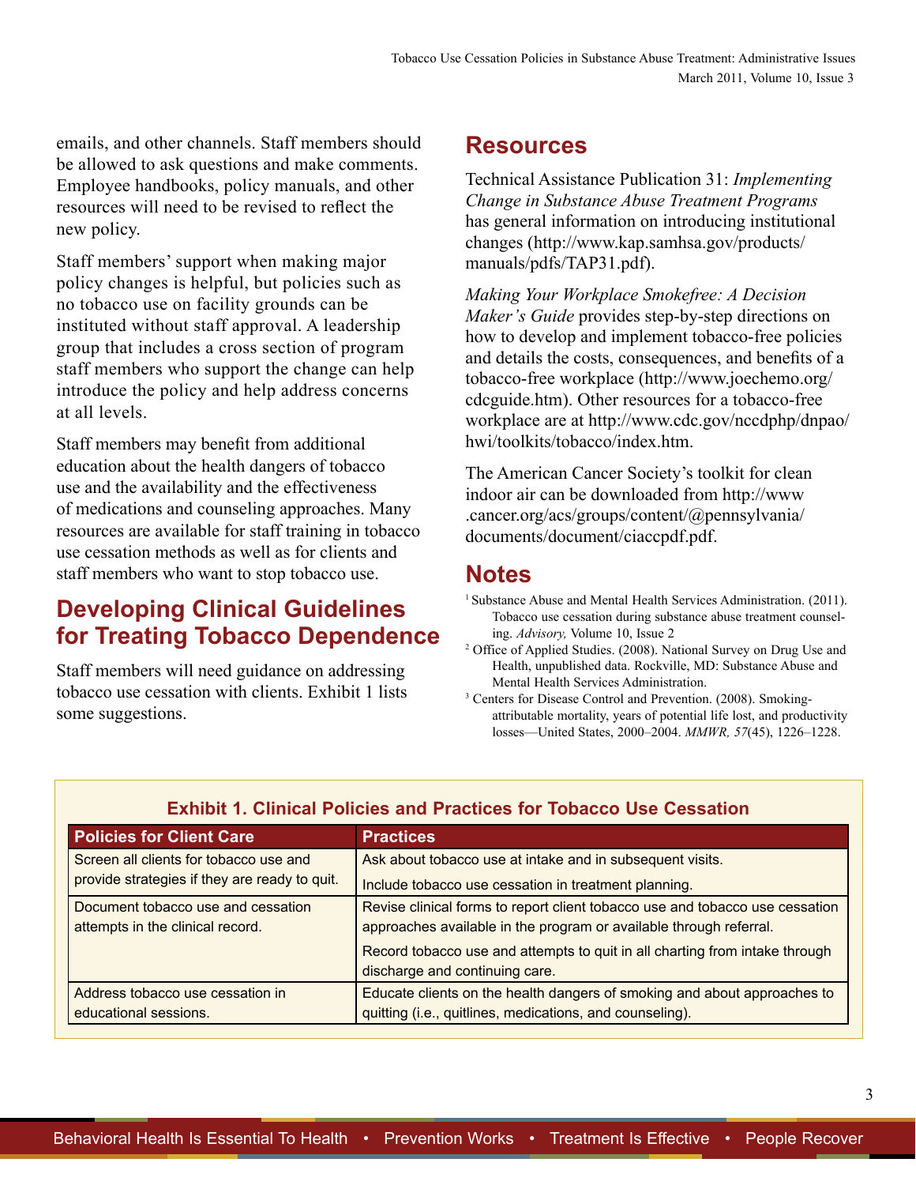emails, and other channels. Staff members should be allowed to ask questions and make comments. Employee handbooks, policy manuals, and other resources will need to be revised to reflect the new policy.

Staff members' support when making major policy changes is helpful, but policies such as no tobacco use on facility grounds can be instituted without staff approval. A leadership group that includes a cross section of program staff members who support the change can help introduce the policy and help address concerns at all levels.

Staff members may benefit from additional education about the health dangers of tobacco use and the availability and the effectiveness of medications and counseling approaches. Many resources are available for staff training in tobacco use cessation methods as well as for clients and staff members who want to stop tobacco use.

## Developing Clinical Guidelines for Treating Tobacco Dependence

Staff members will need guidance on addressing tobacco use cessation with clients. Exhibit 1 lists some suggestions.

## Resources

Technical Assistance Publication 31: *Implementing Change in Substance Abuse Treatment Programs* has general information on introducing institutional changes (http://www.kap.samhsa.gov/products/manuals/pdfs/TAP31.pdf).

*Making Your Workplace Smokefree: A Decision Maker's Guide* provides step-by-step directions on how to develop and implement tobacco-free policies and details the costs, consequences, and benefits of a tobacco-free workplace (http://www.joechemo.org/cdcguide.htm). Other resources for a tobacco-free workplace are at http://www.cdc.gov/nccdphp/dnpao/hwi/toolkits/tobacco/index.htm.

The American Cancer Society's toolkit for clean indoor air can be downloaded from http://www.cancer.org/acs/groups/content/@pennsylvania/documents/document/ciaccpdf.pdf.

## Notes

[1] Substance Abuse and Mental Health Services Administration. (2011). Tobacco use cessation during substance abuse treatment counseling. *Advisory,* Volume 10, Issue 2

[2] Office of Applied Studies. (2008). National Survey on Drug Use and Health, unpublished data. Rockville, MD: Substance Abuse and Mental Health Services Administration.

[3] Centers for Disease Control and Prevention. (2008). Smoking-attributable mortality, years of potential life lost, and productivity losses—United States, 2000–2004. *MMWR, 57*(45), 1226–1228.

**Exhibit 1. Clinical Policies and Practices for Tobacco Use Cessation**

| Policies for Client Care | Practices |
|---|---|
| Screen all clients for tobacco use and provide strategies if they are ready to quit. | Ask about tobacco use at intake and in subsequent visits. |
| | Include tobacco use cessation in treatment planning. |
| Document tobacco use and cessation attempts in the clinical record. | Revise clinical forms to report client tobacco use and tobacco use cessation approaches available in the program or available through referral. |
| | Record tobacco use and attempts to quit in all charting from intake through discharge and continuing care. |
| Address tobacco use cessation in educational sessions. | Educate clients on the health dangers of smoking and about approaches to quitting (i.e., quitlines, medications, and counseling). |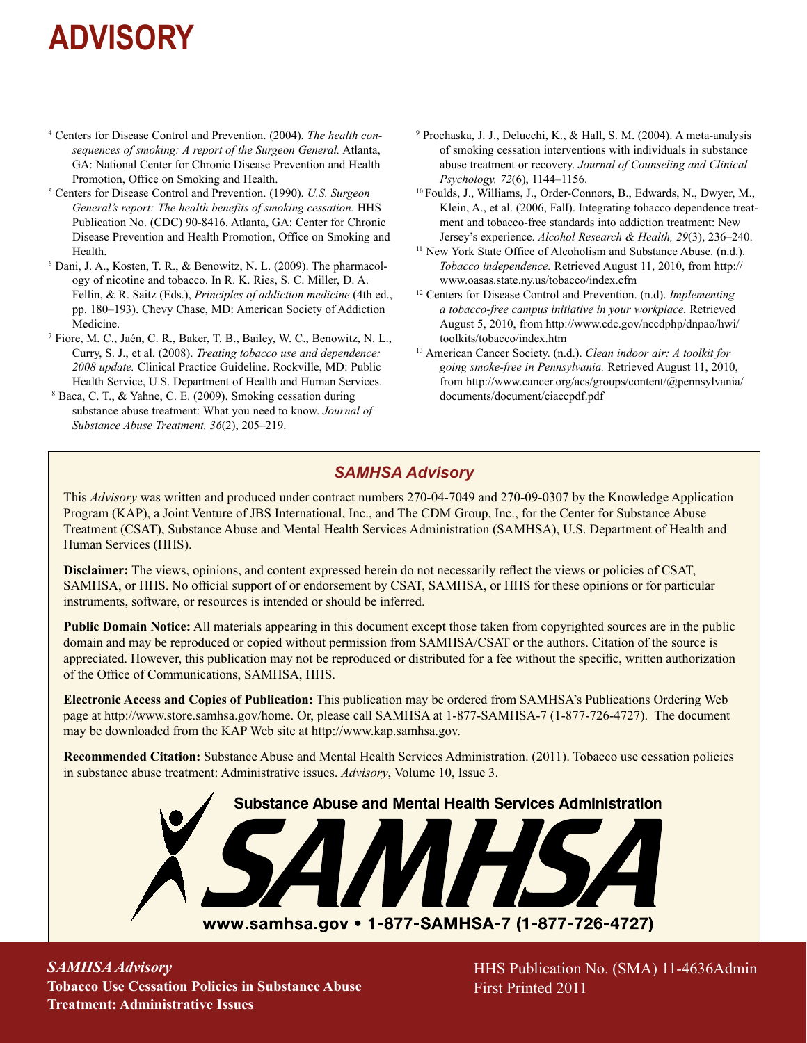# ADVISORY

[4] Centers for Disease Control and Prevention. (2004). *The health consequences of smoking: A report of the Surgeon General.* Atlanta, GA: National Center for Chronic Disease Prevention and Health Promotion, Office on Smoking and Health.

[5] Centers for Disease Control and Prevention. (1990). *U.S. Surgeon General's report: The health benefits of smoking cessation.* HHS Publication No. (CDC) 90-8416. Atlanta, GA: Center for Chronic Disease Prevention and Health Promotion, Office on Smoking and Health.

[6] Dani, J. A., Kosten, T. R., & Benowitz, N. L. (2009). The pharmacology of nicotine and tobacco. In R. K. Ries, S. C. Miller, D. A. Fellin, & R. Saitz (Eds.), *Principles of addiction medicine* (4th ed., pp. 180–193). Chevy Chase, MD: American Society of Addiction Medicine.

[7] Fiore, M. C., Jaén, C. R., Baker, T. B., Bailey, W. C., Benowitz, N. L., Curry, S. J., et al. (2008). *Treating tobacco use and dependence: 2008 update.* Clinical Practice Guideline. Rockville, MD: Public Health Service, U.S. Department of Health and Human Services.

[8] Baca, C. T., & Yahne, C. E. (2009). Smoking cessation during substance abuse treatment: What you need to know. *Journal of Substance Abuse Treatment, 36*(2), 205–219.

[9] Prochaska, J. J., Delucchi, K., & Hall, S. M. (2004). A meta-analysis of smoking cessation interventions with individuals in substance abuse treatment or recovery. *Journal of Counseling and Clinical Psychology, 72*(6), 1144–1156.

[10] Foulds, J., Williams, J., Order-Connors, B., Edwards, N., Dwyer, M., Klein, A., et al. (2006, Fall). Integrating tobacco dependence treatment and tobacco-free standards into addiction treatment: New Jersey's experience. *Alcohol Research & Health, 29*(3), 236–240.

[11] New York State Office of Alcoholism and Substance Abuse. (n.d.). *Tobacco independence.* Retrieved August 11, 2010, from http://www.oasas.state.ny.us/tobacco/index.cfm

[12] Centers for Disease Control and Prevention. (n.d). *Implementing a tobacco-free campus initiative in your workplace.* Retrieved August 5, 2010, from http://www.cdc.gov/nccdphp/dnpao/hwi/toolkits/tobacco/index.htm

[13] American Cancer Society. (n.d.). *Clean indoor air: A toolkit for going smoke-free in Pennsylvania.* Retrieved August 11, 2010, from http://www.cancer.org/acs/groups/content/@pennsylvania/documents/document/ciaccpdf.pdf

## *SAMHSA Advisory*

This *Advisory* was written and produced under contract numbers 270-04-7049 and 270-09-0307 by the Knowledge Application Program (KAP), a Joint Venture of JBS International, Inc., and The CDM Group, Inc., for the Center for Substance Abuse Treatment (CSAT), Substance Abuse and Mental Health Services Administration (SAMHSA), U.S. Department of Health and Human Services (HHS).

**Disclaimer:** The views, opinions, and content expressed herein do not necessarily reflect the views or policies of CSAT, SAMHSA, or HHS. No official support of or endorsement by CSAT, SAMHSA, or HHS for these opinions or for particular instruments, software, or resources is intended or should be inferred.

**Public Domain Notice:** All materials appearing in this document except those taken from copyrighted sources are in the public domain and may be reproduced or copied without permission from SAMHSA/CSAT or the authors. Citation of the source is appreciated. However, this publication may not be reproduced or distributed for a fee without the specific, written authorization of the Office of Communications, SAMHSA, HHS.

**Electronic Access and Copies of Publication:** This publication may be ordered from SAMHSA's Publications Ordering Web page at http://www.store.samhsa.gov/home. Or, please call SAMHSA at 1-877-SAMHSA-7 (1-877-726-4727). The document may be downloaded from the KAP Web site at http://www.kap.samhsa.gov.

**Recommended Citation:** Substance Abuse and Mental Health Services Administration. (2011). Tobacco use cessation policies in substance abuse treatment: Administrative issues. *Advisory*, Volume 10, Issue 3.

Substance Abuse and Mental Health Services Administration

SAMHSA

www.samhsa.gov • 1-877-SAMHSA-7 (1-877-726-4727)

*SAMHSA Advisory*
**Tobacco Use Cessation Policies in Substance Abuse Treatment: Administrative Issues**

HHS Publication No. (SMA) 11-4636Admin
First Printed 2011